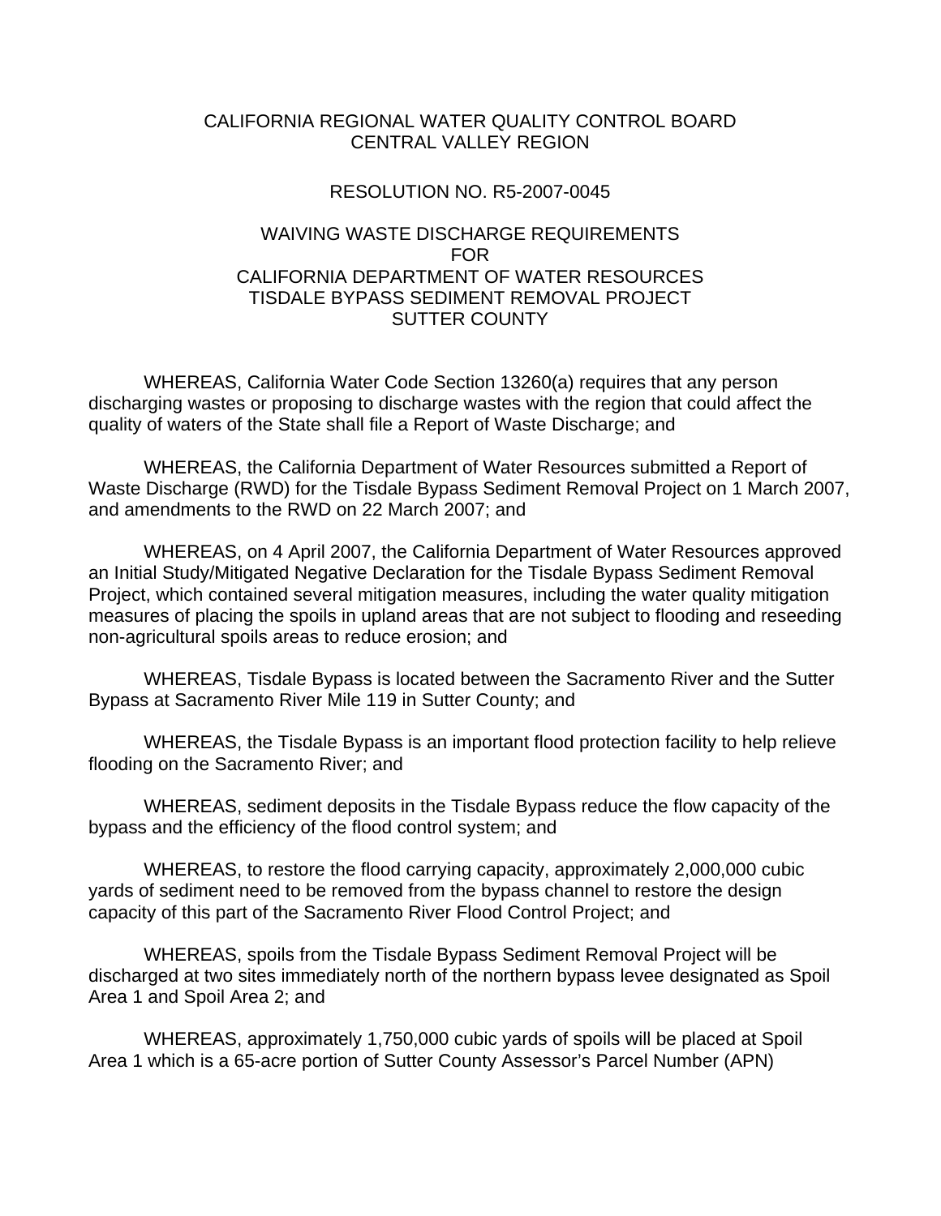CALIFORNIA REGIONAL WATER QUALITY CONTROL BOARD
CENTRAL VALLEY REGION

RESOLUTION NO. R5-2007-0045

WAIVING WASTE DISCHARGE REQUIREMENTS
FOR
CALIFORNIA DEPARTMENT OF WATER RESOURCES
TISDALE BYPASS SEDIMENT REMOVAL PROJECT
SUTTER COUNTY

WHEREAS, California Water Code Section 13260(a) requires that any person discharging wastes or proposing to discharge wastes with the region that could affect the quality of waters of the State shall file a Report of Waste Discharge; and

WHEREAS, the California Department of Water Resources submitted a Report of Waste Discharge (RWD) for the Tisdale Bypass Sediment Removal Project on 1 March 2007, and amendments to the RWD on 22 March 2007; and

WHEREAS, on 4 April 2007, the California Department of Water Resources approved an Initial Study/Mitigated Negative Declaration for the Tisdale Bypass Sediment Removal Project, which contained several mitigation measures, including the water quality mitigation measures of placing the spoils in upland areas that are not subject to flooding and reseeding non-agricultural spoils areas to reduce erosion; and

WHEREAS, Tisdale Bypass is located between the Sacramento River and the Sutter Bypass at Sacramento River Mile 119 in Sutter County; and

WHEREAS, the Tisdale Bypass is an important flood protection facility to help relieve flooding on the Sacramento River; and

WHEREAS, sediment deposits in the Tisdale Bypass reduce the flow capacity of the bypass and the efficiency of the flood control system; and

WHEREAS, to restore the flood carrying capacity, approximately 2,000,000 cubic yards of sediment need to be removed from the bypass channel to restore the design capacity of this part of the Sacramento River Flood Control Project; and

WHEREAS, spoils from the Tisdale Bypass Sediment Removal Project will be discharged at two sites immediately north of the northern bypass levee designated as Spoil Area 1 and Spoil Area 2; and

WHEREAS, approximately 1,750,000 cubic yards of spoils will be placed at Spoil Area 1 which is a 65-acre portion of Sutter County Assessor's Parcel Number (APN)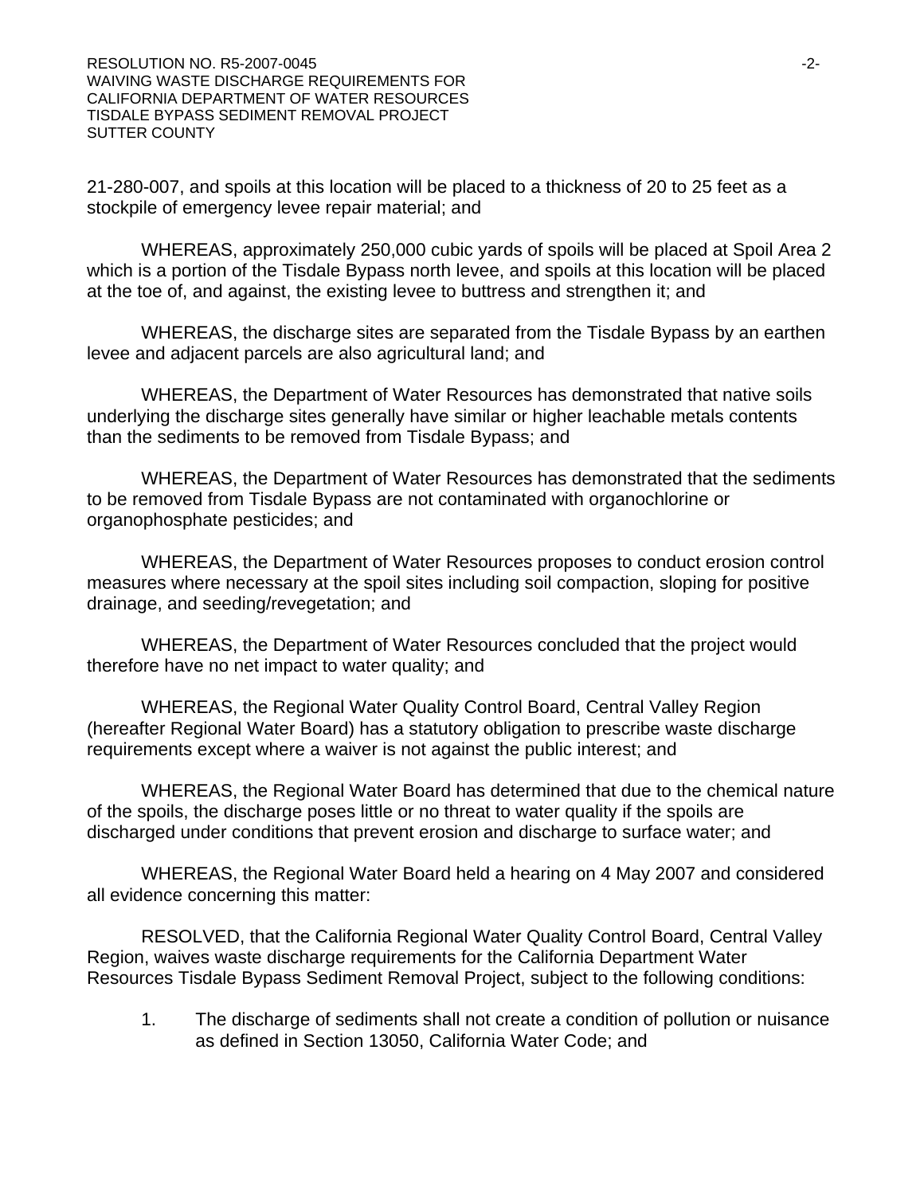21-280-007, and spoils at this location will be placed to a thickness of 20 to 25 feet as a stockpile of emergency levee repair material; and

WHEREAS, approximately 250,000 cubic yards of spoils will be placed at Spoil Area 2 which is a portion of the Tisdale Bypass north levee, and spoils at this location will be placed at the toe of, and against, the existing levee to buttress and strengthen it; and

WHEREAS, the discharge sites are separated from the Tisdale Bypass by an earthen levee and adjacent parcels are also agricultural land; and

WHEREAS, the Department of Water Resources has demonstrated that native soils underlying the discharge sites generally have similar or higher leachable metals contents than the sediments to be removed from Tisdale Bypass; and

WHEREAS, the Department of Water Resources has demonstrated that the sediments to be removed from Tisdale Bypass are not contaminated with organochlorine or organophosphate pesticides; and

WHEREAS, the Department of Water Resources proposes to conduct erosion control measures where necessary at the spoil sites including soil compaction, sloping for positive drainage, and seeding/revegetation; and

WHEREAS, the Department of Water Resources concluded that the project would therefore have no net impact to water quality; and

WHEREAS, the Regional Water Quality Control Board, Central Valley Region (hereafter Regional Water Board) has a statutory obligation to prescribe waste discharge requirements except where a waiver is not against the public interest; and

WHEREAS, the Regional Water Board has determined that due to the chemical nature of the spoils, the discharge poses little or no threat to water quality if the spoils are discharged under conditions that prevent erosion and discharge to surface water; and

WHEREAS, the Regional Water Board held a hearing on 4 May 2007 and considered all evidence concerning this matter:

RESOLVED, that the California Regional Water Quality Control Board, Central Valley Region, waives waste discharge requirements for the California Department Water Resources Tisdale Bypass Sediment Removal Project, subject to the following conditions:

1. The discharge of sediments shall not create a condition of pollution or nuisance as defined in Section 13050, California Water Code; and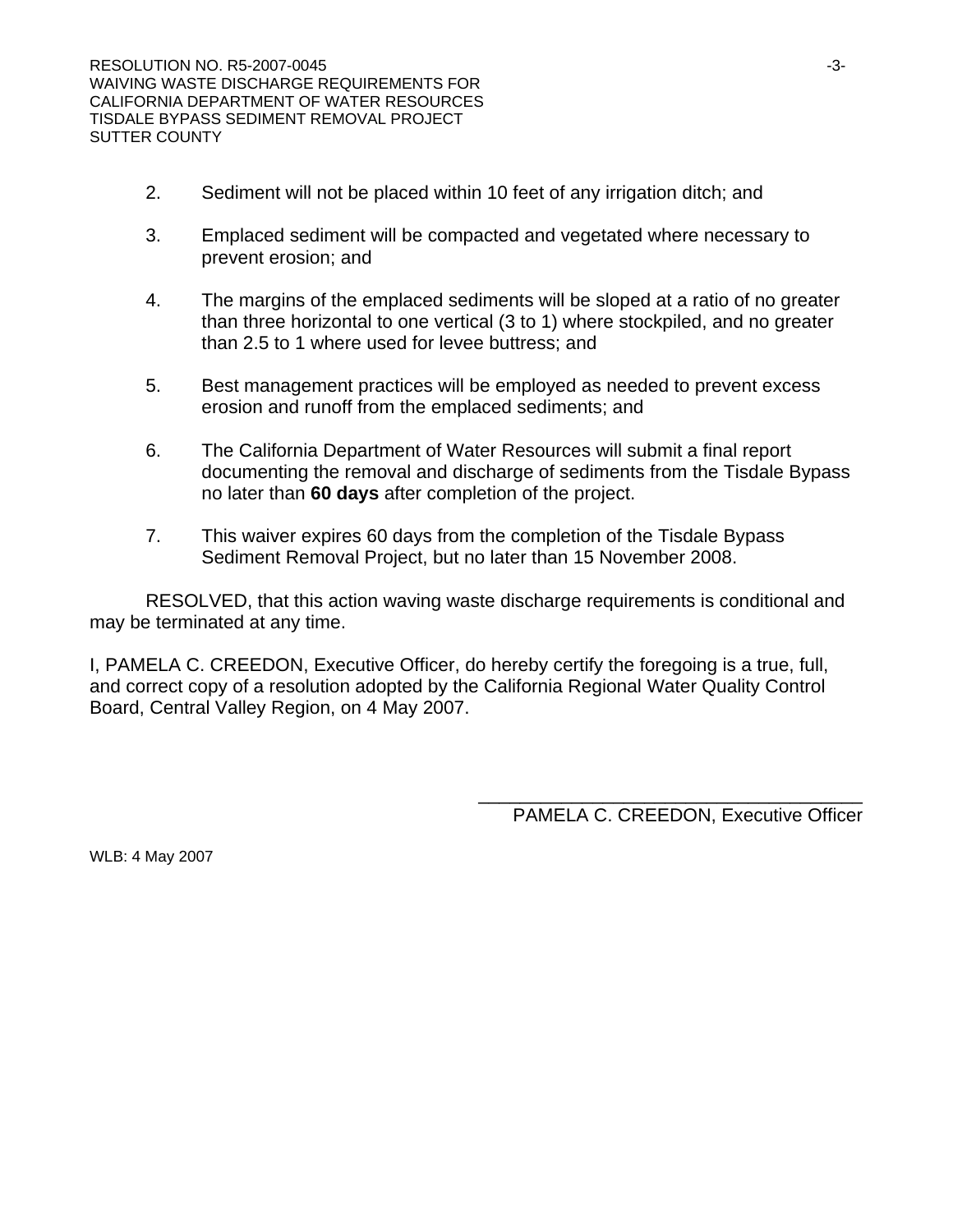2. Sediment will not be placed within 10 feet of any irrigation ditch; and

3. Emplaced sediment will be compacted and vegetated where necessary to prevent erosion; and

4. The margins of the emplaced sediments will be sloped at a ratio of no greater than three horizontal to one vertical (3 to 1) where stockpiled, and no greater than 2.5 to 1 where used for levee buttress; and

5. Best management practices will be employed as needed to prevent excess erosion and runoff from the emplaced sediments; and

6. The California Department of Water Resources will submit a final report documenting the removal and discharge of sediments from the Tisdale Bypass no later than **60 days** after completion of the project.

7. This waiver expires 60 days from the completion of the Tisdale Bypass Sediment Removal Project, but no later than 15 November 2008.

RESOLVED, that this action waving waste discharge requirements is conditional and may be terminated at any time.

I, PAMELA C. CREEDON, Executive Officer, do hereby certify the foregoing is a true, full, and correct copy of a resolution adopted by the California Regional Water Quality Control Board, Central Valley Region, on 4 May 2007.

_____________________________________
PAMELA C. CREEDON, Executive Officer

WLB: 4 May 2007